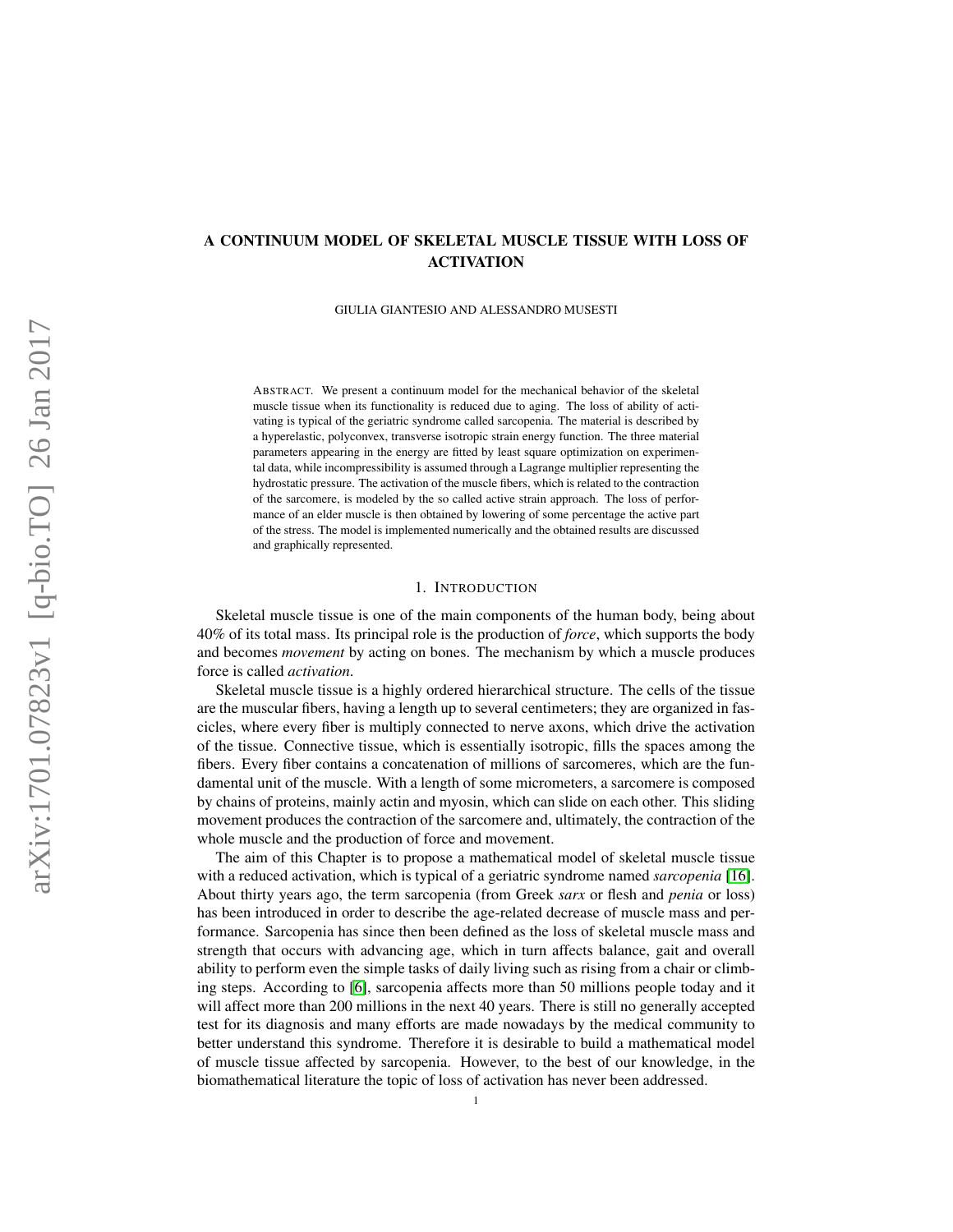# A CONTINUUM MODEL OF SKELETAL MUSCLE TISSUE WITH LOSS OF ACTIVATION

GIULIA GIANTESIO AND ALESSANDRO MUSESTI

ABSTRACT. We present a continuum model for the mechanical behavior of the skeletal muscle tissue when its functionality is reduced due to aging. The loss of ability of activating is typical of the geriatric syndrome called sarcopenia. The material is described by a hyperelastic, polyconvex, transverse isotropic strain energy function. The three material parameters appearing in the energy are fitted by least square optimization on experimental data, while incompressibility is assumed through a Lagrange multiplier representing the hydrostatic pressure. The activation of the muscle fibers, which is related to the contraction of the sarcomere, is modeled by the so called active strain approach. The loss of performance of an elder muscle is then obtained by lowering of some percentage the active part of the stress. The model is implemented numerically and the obtained results are discussed and graphically represented.

## 1. INTRODUCTION

Skeletal muscle tissue is one of the main components of the human body, being about 40% of its total mass. Its principal role is the production of *force*, which supports the body and becomes *movement* by acting on bones. The mechanism by which a muscle produces force is called *activation*.

Skeletal muscle tissue is a highly ordered hierarchical structure. The cells of the tissue are the muscular fibers, having a length up to several centimeters; they are organized in fascicles, where every fiber is multiply connected to nerve axons, which drive the activation of the tissue. Connective tissue, which is essentially isotropic, fills the spaces among the fibers. Every fiber contains a concatenation of millions of sarcomeres, which are the fundamental unit of the muscle. With a length of some micrometers, a sarcomere is composed by chains of proteins, mainly actin and myosin, which can slide on each other. This sliding movement produces the contraction of the sarcomere and, ultimately, the contraction of the whole muscle and the production of force and movement.

The aim of this Chapter is to propose a mathematical model of skeletal muscle tissue with a reduced activation, which is typical of a geriatric syndrome named *sarcopenia* [16]. About thirty years ago, the term sarcopenia (from Greek *sarx* or flesh and *penia* or loss) has been introduced in order to describe the age-related decrease of muscle mass and performance. Sarcopenia has since then been defined as the loss of skeletal muscle mass and strength that occurs with advancing age, which in turn affects balance, gait and overall ability to perform even the simple tasks of daily living such as rising from a chair or climbing steps. According to [6], sarcopenia affects more than 50 millions people today and it will affect more than 200 millions in the next 40 years. There is still no generally accepted test for its diagnosis and many efforts are made nowadays by the medical community to better understand this syndrome. Therefore it is desirable to build a mathematical model of muscle tissue affected by sarcopenia. However, to the best of our knowledge, in the biomathematical literature the topic of loss of activation has never been addressed.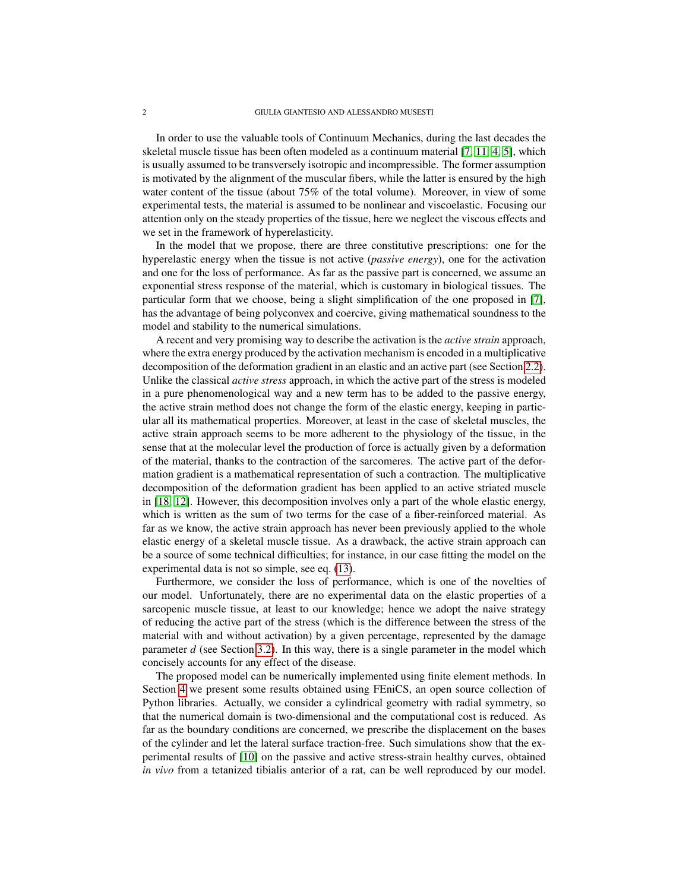In order to use the valuable tools of Continuum Mechanics, during the last decades the skeletal muscle tissue has been often modeled as a continuum material [7, 11, 4, 5], which is usually assumed to be transversely isotropic and incompressible. The former assumption is motivated by the alignment of the muscular fibers, while the latter is ensured by the high water content of the tissue (about 75% of the total volume). Moreover, in view of some experimental tests, the material is assumed to be nonlinear and viscoelastic. Focusing our attention only on the steady properties of the tissue, here we neglect the viscous effects and we set in the framework of hyperelasticity.

In the model that we propose, there are three constitutive prescriptions: one for the hyperelastic energy when the tissue is not active (*passive energy*), one for the activation and one for the loss of performance. As far as the passive part is concerned, we assume an exponential stress response of the material, which is customary in biological tissues. The particular form that we choose, being a slight simplification of the one proposed in [7], has the advantage of being polyconvex and coercive, giving mathematical soundness to the model and stability to the numerical simulations.

A recent and very promising way to describe the activation is the *active strain* approach, where the extra energy produced by the activation mechanism is encoded in a multiplicative decomposition of the deformation gradient in an elastic and an active part (see Section 2.2). Unlike the classical *active stress* approach, in which the active part of the stress is modeled in a pure phenomenological way and a new term has to be added to the passive energy, the active strain method does not change the form of the elastic energy, keeping in particular all its mathematical properties. Moreover, at least in the case of skeletal muscles, the active strain approach seems to be more adherent to the physiology of the tissue, in the sense that at the molecular level the production of force is actually given by a deformation of the material, thanks to the contraction of the sarcomeres. The active part of the deformation gradient is a mathematical representation of such a contraction. The multiplicative decomposition of the deformation gradient has been applied to an active striated muscle in [18, 12]. However, this decomposition involves only a part of the whole elastic energy, which is written as the sum of two terms for the case of a fiber-reinforced material. As far as we know, the active strain approach has never been previously applied to the whole elastic energy of a skeletal muscle tissue. As a drawback, the active strain approach can be a source of some technical difficulties; for instance, in our case fitting the model on the experimental data is not so simple, see eq. (13).

Furthermore, we consider the loss of performance, which is one of the novelties of our model. Unfortunately, there are no experimental data on the elastic properties of a sarcopenic muscle tissue, at least to our knowledge; hence we adopt the naive strategy of reducing the active part of the stress (which is the difference between the stress of the material with and without activation) by a given percentage, represented by the damage parameter $d$ (see Section 3.2). In this way, there is a single parameter in the model which concisely accounts for any effect of the disease.

The proposed model can be numerically implemented using finite element methods. In Section 4 we present some results obtained using FEniCS, an open source collection of Python libraries. Actually, we consider a cylindrical geometry with radial symmetry, so that the numerical domain is two-dimensional and the computational cost is reduced. As far as the boundary conditions are concerned, we prescribe the displacement on the bases of the cylinder and let the lateral surface traction-free. Such simulations show that the experimental results of [10] on the passive and active stress-strain healthy curves, obtained *in vivo* from a tetanized tibialis anterior of a rat, can be well reproduced by our model.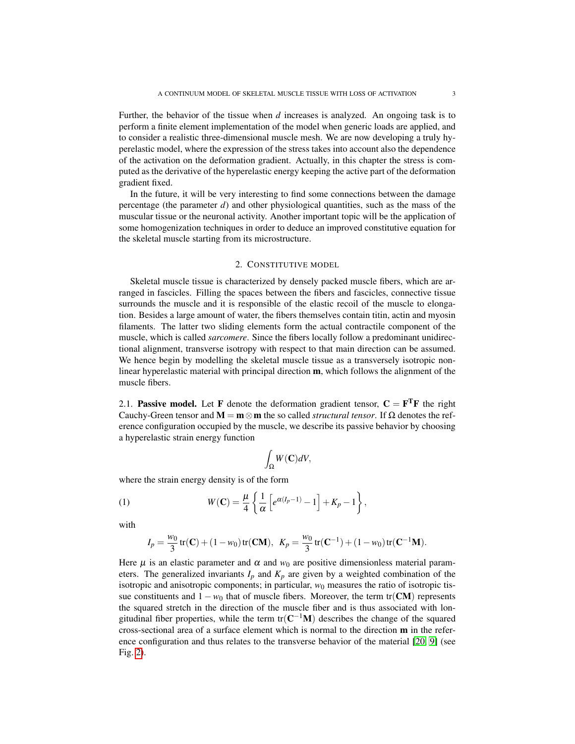Further, the behavior of the tissue when $d$ increases is analyzed. An ongoing task is to perform a finite element implementation of the model when generic loads are applied, and to consider a realistic three-dimensional muscle mesh. We are now developing a truly hyperelastic model, where the expression of the stress takes into account also the dependence of the activation on the deformation gradient. Actually, in this chapter the stress is computed as the derivative of the hyperelastic energy keeping the active part of the deformation gradient fixed.

In the future, it will be very interesting to find some connections between the damage percentage (the parameter $d$) and other physiological quantities, such as the mass of the muscular tissue or the neuronal activity. Another important topic will be the application of some homogenization techniques in order to deduce an improved constitutive equation for the skeletal muscle starting from its microstructure.

## 2. Constitutive model

Skeletal muscle tissue is characterized by densely packed muscle fibers, which are arranged in fascicles. Filling the spaces between the fibers and fascicles, connective tissue surrounds the muscle and it is responsible of the elastic recoil of the muscle to elongation. Besides a large amount of water, the fibers themselves contain titin, actin and myosin filaments. The latter two sliding elements form the actual contractile component of the muscle, which is called *sarcomere*. Since the fibers locally follow a predominant unidirectional alignment, transverse isotropy with respect to that main direction can be assumed. We hence begin by modelling the skeletal muscle tissue as a transversely isotropic nonlinear hyperelastic material with principal direction $\mathbf{m}$, which follows the alignment of the muscle fibers.

2.1. **Passive model.** Let $\mathbf{F}$ denote the deformation gradient tensor, $\mathbf{C} = \mathbf{F}^{\mathbf{T}}\mathbf{F}$ the right Cauchy-Green tensor and $\mathbf{M} = \mathbf{m} \otimes \mathbf{m}$ the so called *structural tensor*. If $\Omega$ denotes the reference configuration occupied by the muscle, we describe its passive behavior by choosing a hyperelastic strain energy function

$$\int_{\Omega} W(\mathbf{C}) dV,$$

where the strain energy density is of the form

$$W(\mathbf{C}) = \frac{\mu}{4} \left\{ \frac{1}{\alpha} \left[ e^{\alpha(I_p - 1)} - 1 \right] + K_p - 1 \right\}, \tag{1}$$

with

$$I_p = \frac{w_0}{3} \operatorname{tr}(\mathbf{C}) + (1 - w_0) \operatorname{tr}(\mathbf{CM}), \;\; K_p = \frac{w_0}{3} \operatorname{tr}(\mathbf{C}^{-1}) + (1 - w_0) \operatorname{tr}(\mathbf{C}^{-1}\mathbf{M}).$$

Here $\mu$ is an elastic parameter and $\alpha$ and $w_0$ are positive dimensionless material parameters. The generalized invariants $I_p$ and $K_p$ are given by a weighted combination of the isotropic and anisotropic components; in particular, $w_0$ measures the ratio of isotropic tissue constituents and $1 - w_0$ that of muscle fibers. Moreover, the term $\operatorname{tr}(\mathbf{CM})$ represents the squared stretch in the direction of the muscle fiber and is thus associated with longitudinal fiber properties, while the term $\operatorname{tr}(\mathbf{C}^{-1}\mathbf{M})$ describes the change of the squared cross-sectional area of a surface element which is normal to the direction $\mathbf{m}$ in the reference configuration and thus relates to the transverse behavior of the material [20, 9] (see Fig. 2).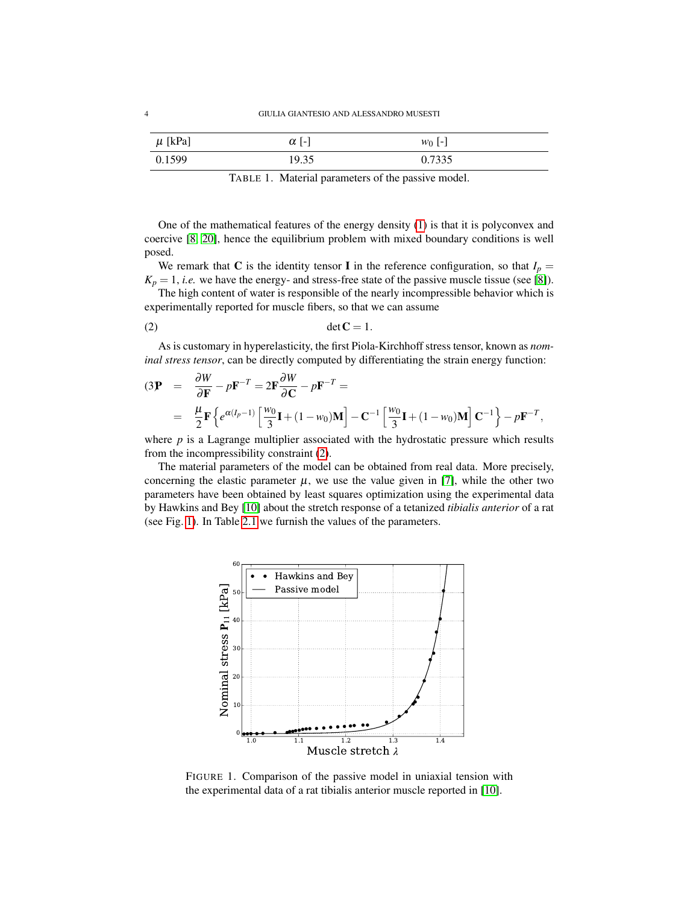| $\mu$ [kPa] | $\alpha$ [-] | $w_0$ [-] |
| --- | --- | --- |
| 0.1599 | 19.35 | 0.7335 |

TABLE 1. Material parameters of the passive model.

One of the mathematical features of the energy density (1) is that it is polyconvex and coercive [8, 20], hence the equilibrium problem with mixed boundary conditions is well posed.

We remark that $\mathbf{C}$ is the identity tensor $\mathbf{I}$ in the reference configuration, so that $I_p = K_p = 1$, *i.e.* we have the energy- and stress-free state of the passive muscle tissue (see [8]).

The high content of water is responsible of the nearly incompressible behavior which is experimentally reported for muscle fibers, so that we can assume

$$\det \mathbf{C} = 1. \tag{2}$$

As is customary in hyperelasticity, the first Piola-Kirchhoff stress tensor, known as *nominal stress tensor*, can be directly computed by differentiating the strain energy function:

$$\begin{aligned} \mathbf{P} &= \frac{\partial W}{\partial \mathbf{F}} - p\mathbf{F}^{-T} = 2\mathbf{F}\frac{\partial W}{\partial \mathbf{C}} - p\mathbf{F}^{-T} = \\ &= \frac{\mu}{2}\mathbf{F}\left\{ e^{\alpha(I_p-1)}\left[\frac{w_0}{3}\mathbf{I} + (1-w_0)\mathbf{M}\right] - \mathbf{C}^{-1}\left[\frac{w_0}{3}\mathbf{I} + (1-w_0)\mathbf{M}\right]\mathbf{C}^{-1}\right\} - p\mathbf{F}^{-T}, \end{aligned} \tag{3}$$

where $p$ is a Lagrange multiplier associated with the hydrostatic pressure which results from the incompressibility constraint (2).

The material parameters of the model can be obtained from real data. More precisely, concerning the elastic parameter $\mu$, we use the value given in [7], while the other two parameters have been obtained by least squares optimization using the experimental data by Hawkins and Bey [10] about the stretch response of a tetanized *tibialis anterior* of a rat (see Fig. 1). In Table 2.1 we furnish the values of the parameters.

FIGURE 1. Comparison of the passive model in uniaxial tension with the experimental data of a rat tibialis anterior muscle reported in [10].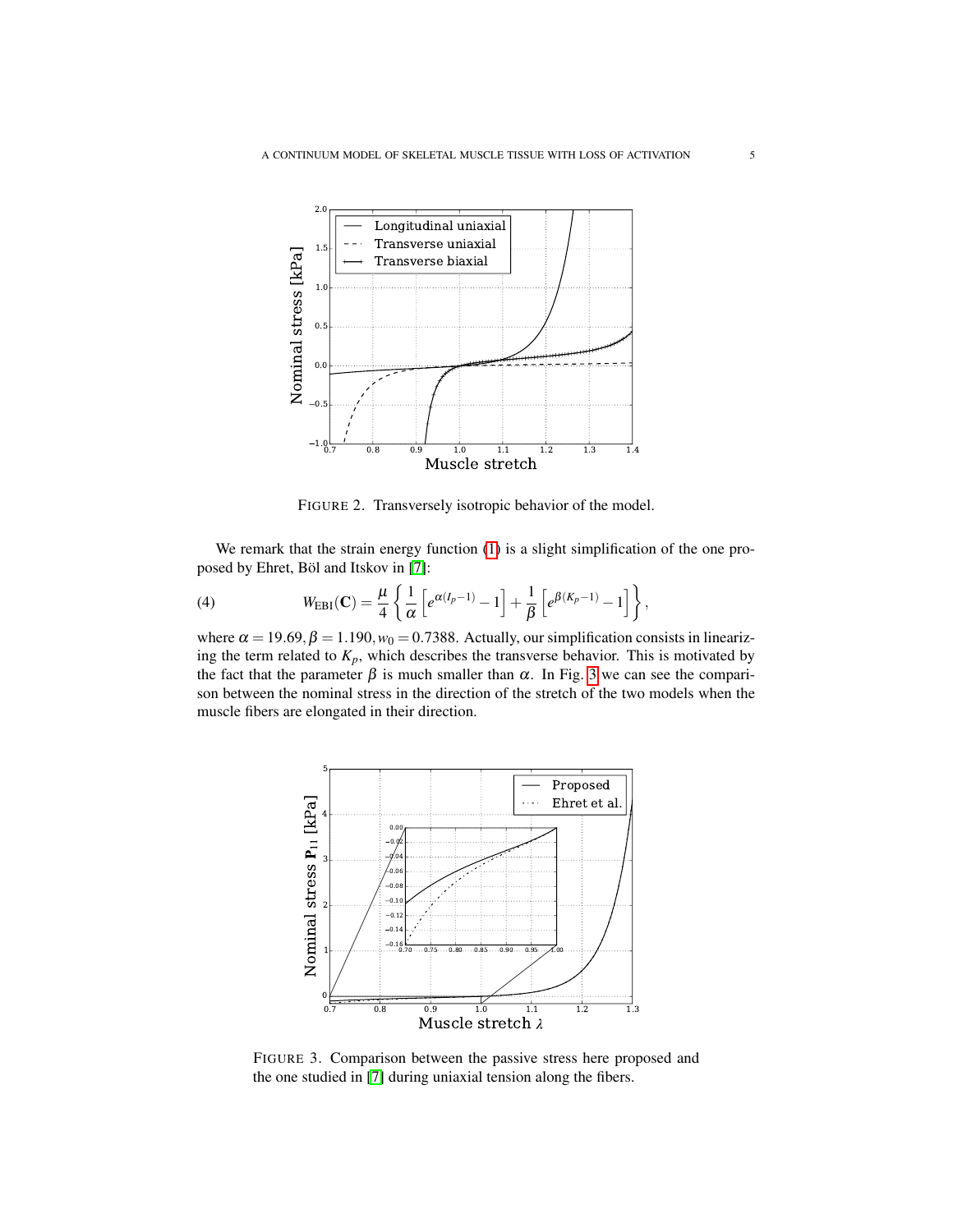FIGURE 2. Transversely isotropic behavior of the model.

We remark that the strain energy function (1) is a slight simplification of the one proposed by Ehret, Böl and Itskov in [7]:

$$W_{\mathrm{EBI}}(\mathbf{C}) = \frac{\mu}{4}\left\{\frac{1}{\alpha}\left[e^{\alpha(I_p-1)}-1\right]+\frac{1}{\beta}\left[e^{\beta(K_p-1)}-1\right]\right\}, \tag{4}$$

where $\alpha = 19.69, \beta = 1.190, w_0 = 0.7388$. Actually, our simplification consists in linearizing the term related to $K_p$, which describes the transverse behavior. This is motivated by the fact that the parameter $\beta$ is much smaller than $\alpha$. In Fig. 3 we can see the comparison between the nominal stress in the direction of the stretch of the two models when the muscle fibers are elongated in their direction.

FIGURE 3. Comparison between the passive stress here proposed and the one studied in [7] during uniaxial tension along the fibers.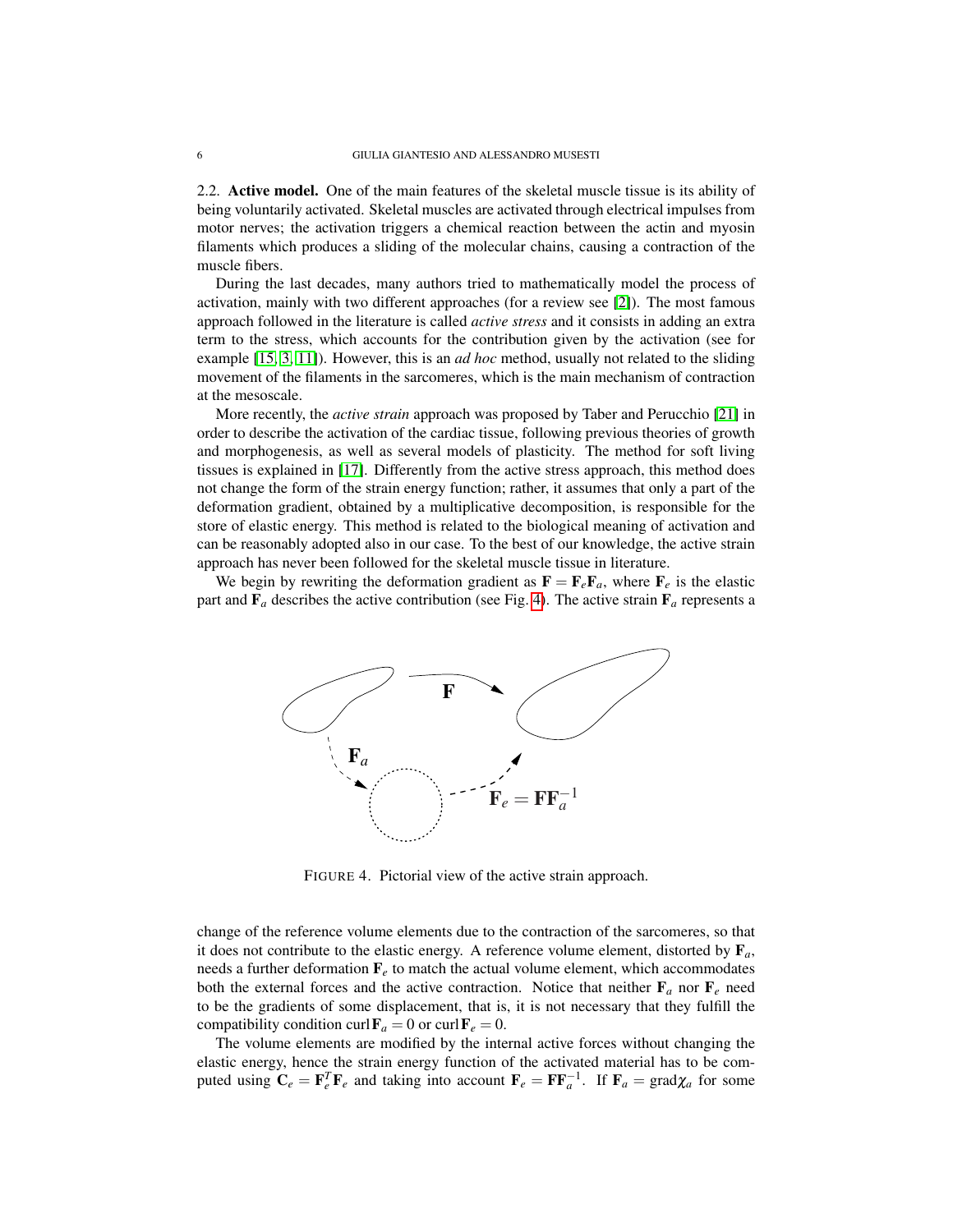2.2. **Active model.** One of the main features of the skeletal muscle tissue is its ability of being voluntarily activated. Skeletal muscles are activated through electrical impulses from motor nerves; the activation triggers a chemical reaction between the actin and myosin filaments which produces a sliding of the molecular chains, causing a contraction of the muscle fibers.

During the last decades, many authors tried to mathematically model the process of activation, mainly with two different approaches (for a review see [2]). The most famous approach followed in the literature is called *active stress* and it consists in adding an extra term to the stress, which accounts for the contribution given by the activation (see for example [15, 3, 11]). However, this is an *ad hoc* method, usually not related to the sliding movement of the filaments in the sarcomeres, which is the main mechanism of contraction at the mesoscale.

More recently, the *active strain* approach was proposed by Taber and Perucchio [21] in order to describe the activation of the cardiac tissue, following previous theories of growth and morphogenesis, as well as several models of plasticity. The method for soft living tissues is explained in [17]. Differently from the active stress approach, this method does not change the form of the strain energy function; rather, it assumes that only a part of the deformation gradient, obtained by a multiplicative decomposition, is responsible for the store of elastic energy. This method is related to the biological meaning of activation and can be reasonably adopted also in our case. To the best of our knowledge, the active strain approach has never been followed for the skeletal muscle tissue in literature.

We begin by rewriting the deformation gradient as $\mathbf{F} = \mathbf{F}_e\mathbf{F}_a$, where $\mathbf{F}_e$ is the elastic part and $\mathbf{F}_a$ describes the active contribution (see Fig. 4). The active strain $\mathbf{F}_a$ represents a

FIGURE 4. Pictorial view of the active strain approach.

change of the reference volume elements due to the contraction of the sarcomeres, so that it does not contribute to the elastic energy. A reference volume element, distorted by $\mathbf{F}_a$, needs a further deformation $\mathbf{F}_e$ to match the actual volume element, which accommodates both the external forces and the active contraction. Notice that neither $\mathbf{F}_a$ nor $\mathbf{F}_e$ need to be the gradients of some displacement, that is, it is not necessary that they fulfill the compatibility condition $\operatorname{curl}\mathbf{F}_a = 0$ or $\operatorname{curl}\mathbf{F}_e = 0$.

The volume elements are modified by the internal active forces without changing the elastic energy, hence the strain energy function of the activated material has to be computed using $\mathbf{C}_e = \mathbf{F}_e^T\mathbf{F}_e$ and taking into account $\mathbf{F}_e = \mathbf{F}\mathbf{F}_a^{-1}$. If $\mathbf{F}_a = \operatorname{grad}\chi_a$ for some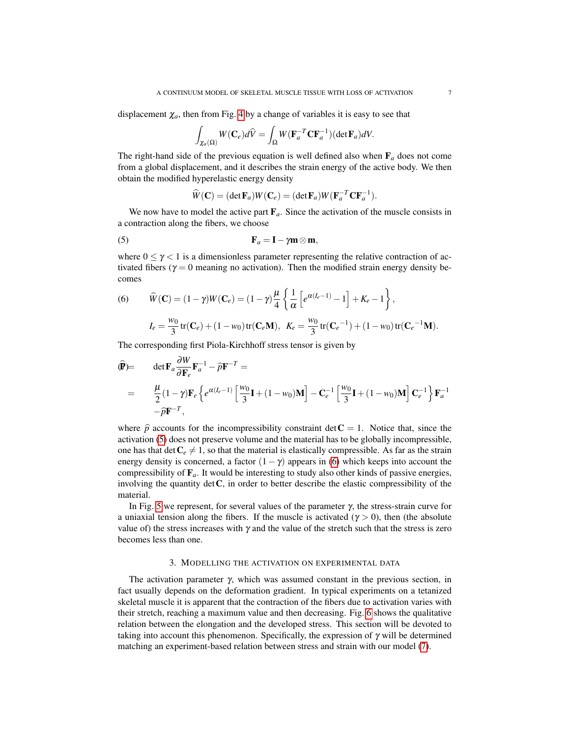displacement $\chi_a$, then from Fig. 4 by a change of variables it is easy to see that

$$\int_{\chi_a(\Omega)} W(\mathbf{C}_e)d\widehat{V} = \int_{\Omega} W(\mathbf{F}_a^{-T}\mathbf{C}\mathbf{F}_a^{-1})(\det \mathbf{F}_a)dV.$$

The right-hand side of the previous equation is well defined also when $\mathbf{F}_a$ does not come from a global displacement, and it describes the strain energy of the active body. We then obtain the modified hyperelastic energy density

$$\widehat{W}(\mathbf{C}) = (\det \mathbf{F}_a)W(\mathbf{C}_e) = (\det \mathbf{F}_a)W(\mathbf{F}_a^{-T}\mathbf{C}\mathbf{F}_a^{-1}).$$

We now have to model the active part $\mathbf{F}_a$. Since the activation of the muscle consists in a contraction along the fibers, we choose

$$\mathbf{F}_a = \mathbf{I} - \gamma \mathbf{m}\otimes\mathbf{m}, \tag{5}$$

where $0 \leq \gamma < 1$ is a dimensionless parameter representing the relative contraction of activated fibers ($\gamma = 0$ meaning no activation). Then the modified strain energy density becomes

$$\widehat{W}(\mathbf{C}) = (1-\gamma)W(\mathbf{C}_e) = (1-\gamma)\frac{\mu}{4}\left\{\frac{1}{\alpha}\left[e^{\alpha(I_e-1)}-1\right] + K_e - 1\right\}, \tag{6}$$

$$I_e = \frac{w_0}{3}\operatorname{tr}(\mathbf{C}_e) + (1-w_0)\operatorname{tr}(\mathbf{C}_e\mathbf{M}),\;\; K_e = \frac{w_0}{3}\operatorname{tr}({\mathbf{C}_e}^{-1}) + (1-w_0)\operatorname{tr}({\mathbf{C}_e}^{-1}\mathbf{M}).$$

The corresponding first Piola-Kirchhoff stress tensor is given by

$$\begin{aligned}
\widehat{\mathbf{P}} = &\quad \det \mathbf{F}_a \frac{\partial W}{\partial \mathbf{F}_e}\mathbf{F}_a^{-1} - \widehat{p}\mathbf{F}^{-T} = \\
= &\quad \frac{\mu}{2}(1-\gamma)\mathbf{F}_e\left\{e^{\alpha(I_e-1)}\left[\frac{w_0}{3}\mathbf{I} + (1-w_0)\mathbf{M}\right] - \mathbf{C}_e^{-1}\left[\frac{w_0}{3}\mathbf{I} + (1-w_0)\mathbf{M}\right]\mathbf{C}_e^{-1}\right\}\mathbf{F}_a^{-1} \\
&\quad -\widehat{p}\mathbf{F}^{-T},
\end{aligned} \tag{7}$$

where $\widehat{p}$ accounts for the incompressibility constraint $\det \mathbf{C} = 1$. Notice that, since the activation (5) does not preserve volume and the material has to be globally incompressible, one has that $\det \mathbf{C}_e \neq 1$, so that the material is elastically compressible. As far as the strain energy density is concerned, a factor $(1-\gamma)$ appears in (6) which keeps into account the compressibility of $\mathbf{F}_a$. It would be interesting to study also other kinds of passive energies, involving the quantity $\det \mathbf{C}$, in order to better describe the elastic compressibility of the material.

In Fig. 5 we represent, for several values of the parameter $\gamma$, the stress-strain curve for a uniaxial tension along the fibers. If the muscle is activated ($\gamma > 0$), then (the absolute value of) the stress increases with $\gamma$ and the value of the stretch such that the stress is zero becomes less than one.

## 3. Modelling the activation on experimental data

The activation parameter $\gamma$, which was assumed constant in the previous section, in fact usually depends on the deformation gradient. In typical experiments on a tetanized skeletal muscle it is apparent that the contraction of the fibers due to activation varies with their stretch, reaching a maximum value and then decreasing. Fig. 6 shows the qualitative relation between the elongation and the developed stress. This section will be devoted to taking into account this phenomenon. Specifically, the expression of $\gamma$ will be determined matching an experiment-based relation between stress and strain with our model (7).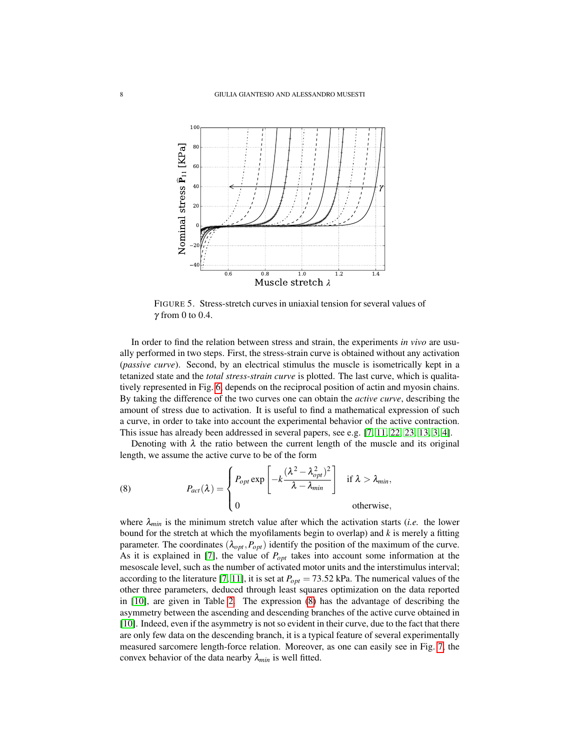FIGURE 5. Stress-stretch curves in uniaxial tension for several values of $\gamma$ from 0 to 0.4.

In order to find the relation between stress and strain, the experiments *in vivo* are usually performed in two steps. First, the stress-strain curve is obtained without any activation (*passive curve*). Second, by an electrical stimulus the muscle is isometrically kept in a tetanized state and the *total stress-strain curve* is plotted. The last curve, which is qualitatively represented in Fig. 6, depends on the reciprocal position of actin and myosin chains. By taking the difference of the two curves one can obtain the *active curve*, describing the amount of stress due to activation. It is useful to find a mathematical expression of such a curve, in order to take into account the experimental behavior of the active contraction. This issue has already been addressed in several papers, see e.g. [7, 11, 22, 23, 13, 3, 4].

Denoting with $\lambda$ the ratio between the current length of the muscle and its original length, we assume the active curve to be of the form

$$P_{act}(\lambda) = \begin{cases} P_{opt} \exp\left[-k\dfrac{(\lambda^2 - \lambda_{opt}^2)^2}{\lambda - \lambda_{min}}\right] & \text{if } \lambda > \lambda_{min}, \\ 0 & \text{otherwise,} \end{cases} \tag{8}$$

where $\lambda_{min}$ is the minimum stretch value after which the activation starts (*i.e.* the lower bound for the stretch at which the myofilaments begin to overlap) and $k$ is merely a fitting parameter. The coordinates $(\lambda_{opt}, P_{opt})$ identify the position of the maximum of the curve. As it is explained in [7], the value of $P_{opt}$ takes into account some information at the mesoscale level, such as the number of activated motor units and the interstimulus interval; according to the literature [7, 11], it is set at $P_{opt} = 73.52$ kPa. The numerical values of the other three parameters, deduced through least squares optimization on the data reported in [10], are given in Table 2. The expression (8) has the advantage of describing the asymmetry between the ascending and descending branches of the active curve obtained in [10]. Indeed, even if the asymmetry is not so evident in their curve, due to the fact that there are only few data on the descending branch, it is a typical feature of several experimentally measured sarcomere length-force relation. Moreover, as one can easily see in Fig. 7, the convex behavior of the data nearby $\lambda_{min}$ is well fitted.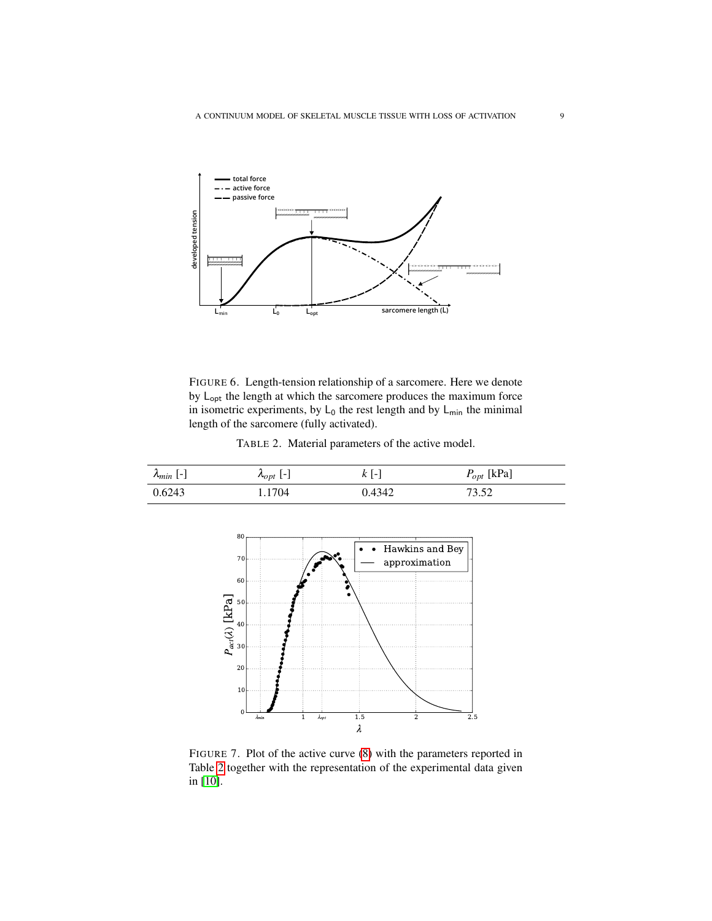FIGURE 6. Length-tension relationship of a sarcomere. Here we denote by $L_{opt}$ the length at which the sarcomere produces the maximum force in isometric experiments, by $L_0$ the rest length and by $L_{min}$ the minimal length of the sarcomere (fully activated).

TABLE 2. Material parameters of the active model.

| $\lambda_{min}$ [-] | $\lambda_{opt}$ [-] | $k$ [-] | $P_{opt}$ [kPa] |
|---|---|---|---|
| 0.6243 | 1.1704 | 0.4342 | 73.52 |

FIGURE 7. Plot of the active curve (8) with the parameters reported in Table 2 together with the representation of the experimental data given in [10].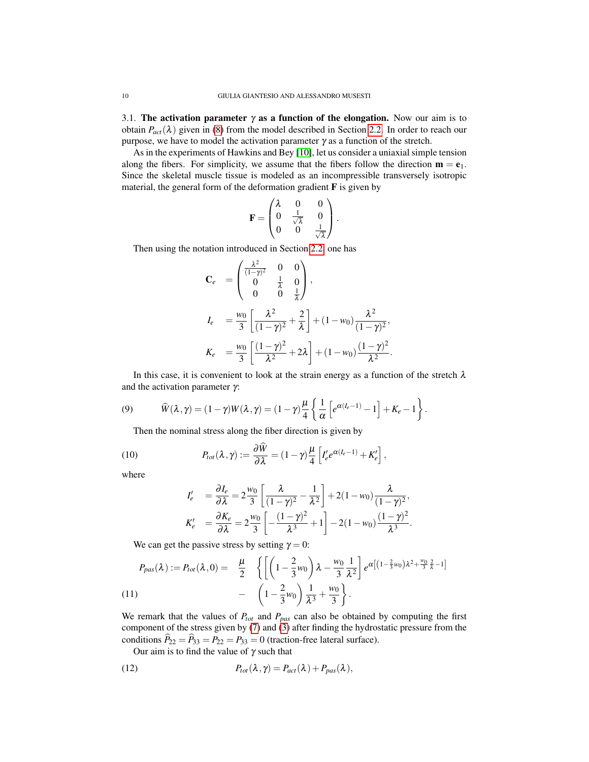**3.1. The activation parameter $\gamma$ as a function of the elongation.** Now our aim is to obtain $P_{act}(\lambda)$ given in (8) from the model described in Section 2.2. In order to reach our purpose, we have to model the activation parameter $\gamma$ as a function of the stretch.

As in the experiments of Hawkins and Bey [10], let us consider a uniaxial simple tension along the fibers. For simplicity, we assume that the fibers follow the direction $\mathbf{m} = \mathbf{e}_1$. Since the skeletal muscle tissue is modeled as an incompressible transversely isotropic material, the general form of the deformation gradient $\mathbf{F}$ is given by

$$
\mathbf{F} = \begin{pmatrix} \lambda & 0 & 0 \\ 0 & \frac{1}{\sqrt{\lambda}} & 0 \\ 0 & 0 & \frac{1}{\sqrt{\lambda}} \end{pmatrix}.
$$

Then using the notation introduced in Section 2.2, one has

$$
\begin{aligned}
\mathbf{C}_e &= \begin{pmatrix} \frac{\lambda^2}{(1-\gamma)^2} & 0 & 0 \\ 0 & \frac{1}{\lambda} & 0 \\ 0 & 0 & \frac{1}{\lambda} \end{pmatrix}, \\
I_e &= \frac{w_0}{3}\left[\frac{\lambda^2}{(1-\gamma)^2} + \frac{2}{\lambda}\right] + (1-w_0)\frac{\lambda^2}{(1-\gamma)^2}, \\
K_e &= \frac{w_0}{3}\left[\frac{(1-\gamma)^2}{\lambda^2} + 2\lambda\right] + (1-w_0)\frac{(1-\gamma)^2}{\lambda^2}.
\end{aligned}
$$

In this case, it is convenient to look at the strain energy as a function of the stretch $\lambda$ and the activation parameter $\gamma$:

$$
\widehat{W}(\lambda,\gamma) = (1-\gamma)W(\lambda,\gamma) = (1-\gamma)\frac{\mu}{4}\left\{\frac{1}{\alpha}\left[e^{\alpha(I_e-1)} - 1\right] + K_e - 1\right\}. \tag{9}
$$

Then the nominal stress along the fiber direction is given by

$$
P_{tot}(\lambda,\gamma) := \frac{\partial \widehat{W}}{\partial \lambda} = (1-\gamma)\frac{\mu}{4}\left[I_e' e^{\alpha(I_e-1)} + K_e'\right], \tag{10}
$$

where

$$
\begin{aligned}
I_e' &= \frac{\partial I_e}{\partial \lambda} = 2\frac{w_0}{3}\left[\frac{\lambda}{(1-\gamma)^2} - \frac{1}{\lambda^2}\right] + 2(1-w_0)\frac{\lambda}{(1-\gamma)^2}, \\
K_e' &= \frac{\partial K_e}{\partial \lambda} = 2\frac{w_0}{3}\left[-\frac{(1-\gamma)^2}{\lambda^3} + 1\right] - 2(1-w_0)\frac{(1-\gamma)^2}{\lambda^3}.
\end{aligned}
$$

We can get the passive stress by setting $\gamma = 0$:

$$
\begin{aligned}
P_{pas}(\lambda) := P_{tot}(\lambda, 0) = \quad & \frac{\mu}{2}\quad \left\{\left[\left(1-\frac{2}{3}w_0\right)\lambda - \frac{w_0}{3}\frac{1}{\lambda^2}\right] e^{\alpha\left[\left(1-\frac{2}{3}w_0\right)\lambda^2 + \frac{w_0}{3}\frac{2}{\lambda} - 1\right]}\right. \\
& - \quad \left.\left(1-\frac{2}{3}w_0\right)\frac{1}{\lambda^3} + \frac{w_0}{3}\right\}.
\end{aligned} \tag{11}
$$

We remark that the values of $P_{tot}$ and $P_{pas}$ can also be obtained by computing the first component of the stress given by (7) and (3) after finding the hydrostatic pressure from the conditions $\widehat{P}_{22} = \widehat{P}_{33} = P_{22} = P_{33} = 0$ (traction-free lateral surface).

Our aim is to find the value of $\gamma$ such that

$$
P_{tot}(\lambda,\gamma) = P_{act}(\lambda) + P_{pas}(\lambda), \tag{12}
$$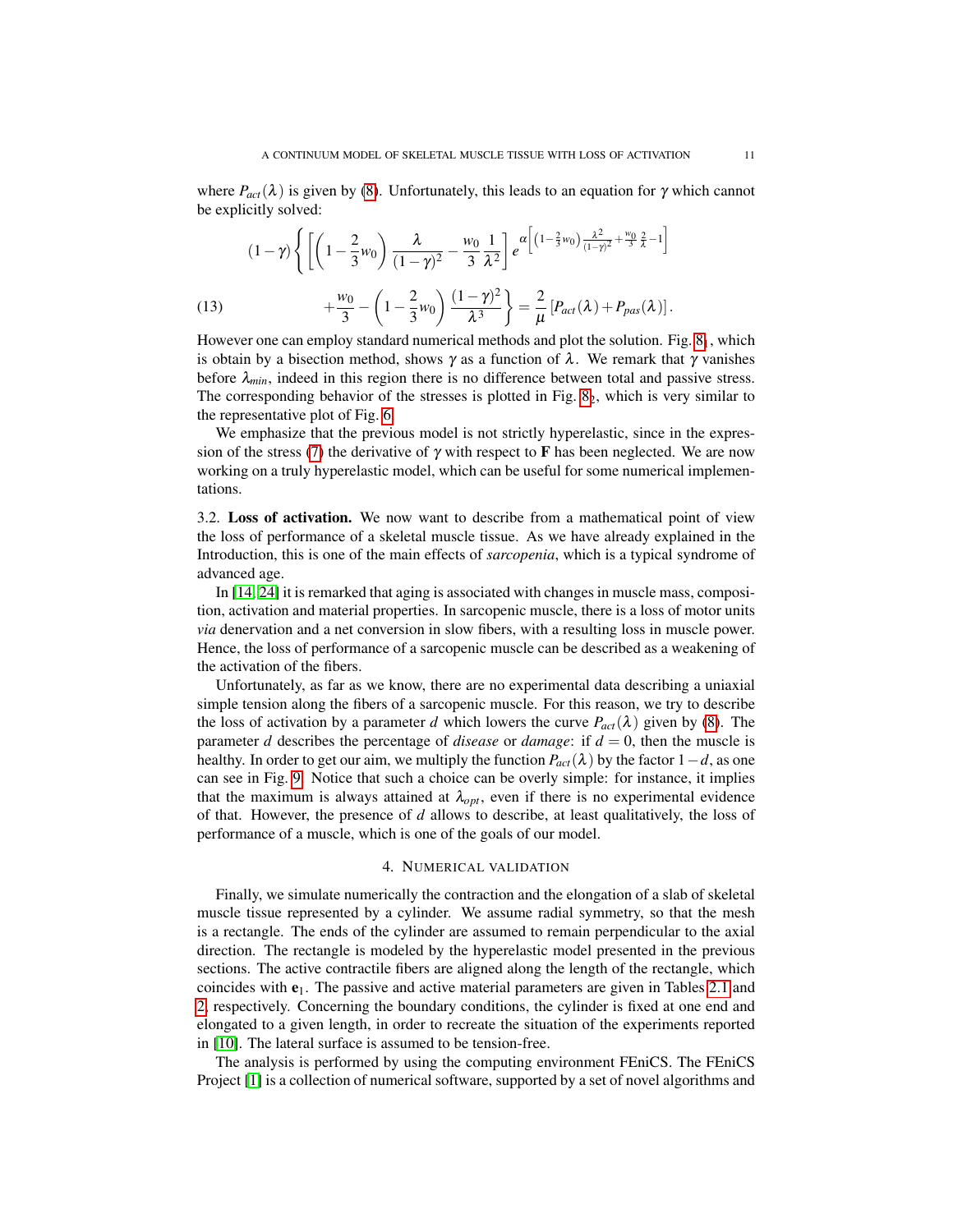where $P_{act}(\lambda)$ is given by (8). Unfortunately, this leads to an equation for $\gamma$ which cannot be explicitly solved:

$$
\begin{aligned}
(1-\gamma)\Bigg\{ \left[ \left(1-\frac{2}{3}w_0\right)\frac{\lambda}{(1-\gamma)^2} - \frac{w_0}{3}\frac{1}{\lambda^2}\right] e^{\alpha\left[\left(1-\frac{2}{3}w_0\right)\frac{\lambda^2}{(1-\gamma)^2}+\frac{w_0}{3}\frac{2}{\lambda}-1\right]} \\
+\frac{w_0}{3} - \left(1-\frac{2}{3}w_0\right)\frac{(1-\gamma)^2}{\lambda^3}\Bigg\} = \frac{2}{\mu}\left[P_{act}(\lambda)+P_{pas}(\lambda)\right].
\end{aligned}
\tag{13}
$$

However one can employ standard numerical methods and plot the solution. Fig. $8_1$, which is obtain by a bisection method, shows $\gamma$ as a function of $\lambda$. We remark that $\gamma$ vanishes before $\lambda_{min}$, indeed in this region there is no difference between total and passive stress. The corresponding behavior of the stresses is plotted in Fig. $8_2$, which is very similar to the representative plot of Fig. 6.

We emphasize that the previous model is not strictly hyperelastic, since in the expression of the stress (7) the derivative of $\gamma$ with respect to $\mathbf{F}$ has been neglected. We are now working on a truly hyperelastic model, which can be useful for some numerical implementations.

3.2. **Loss of activation.** We now want to describe from a mathematical point of view the loss of performance of a skeletal muscle tissue. As we have already explained in the Introduction, this is one of the main effects of *sarcopenia*, which is a typical syndrome of advanced age.

In [14, 24] it is remarked that aging is associated with changes in muscle mass, composition, activation and material properties. In sarcopenic muscle, there is a loss of motor units *via* denervation and a net conversion in slow fibers, with a resulting loss in muscle power. Hence, the loss of performance of a sarcopenic muscle can be described as a weakening of the activation of the fibers.

Unfortunately, as far as we know, there are no experimental data describing a uniaxial simple tension along the fibers of a sarcopenic muscle. For this reason, we try to describe the loss of activation by a parameter $d$ which lowers the curve $P_{act}(\lambda)$ given by (8). The parameter $d$ describes the percentage of *disease* or *damage*: if $d = 0$, then the muscle is healthy. In order to get our aim, we multiply the function $P_{act}(\lambda)$ by the factor $1-d$, as one can see in Fig. 9. Notice that such a choice can be overly simple: for instance, it implies that the maximum is always attained at $\lambda_{opt}$, even if there is no experimental evidence of that. However, the presence of $d$ allows to describe, at least qualitatively, the loss of performance of a muscle, which is one of the goals of our model.

## 4. Numerical validation

Finally, we simulate numerically the contraction and the elongation of a slab of skeletal muscle tissue represented by a cylinder. We assume radial symmetry, so that the mesh is a rectangle. The ends of the cylinder are assumed to remain perpendicular to the axial direction. The rectangle is modeled by the hyperelastic model presented in the previous sections. The active contractile fibers are aligned along the length of the rectangle, which coincides with $\mathbf{e}_1$. The passive and active material parameters are given in Tables 2.1 and 2, respectively. Concerning the boundary conditions, the cylinder is fixed at one end and elongated to a given length, in order to recreate the situation of the experiments reported in [10]. The lateral surface is assumed to be tension-free.

The analysis is performed by using the computing environment FEniCS. The FEniCS Project [1] is a collection of numerical software, supported by a set of novel algorithms and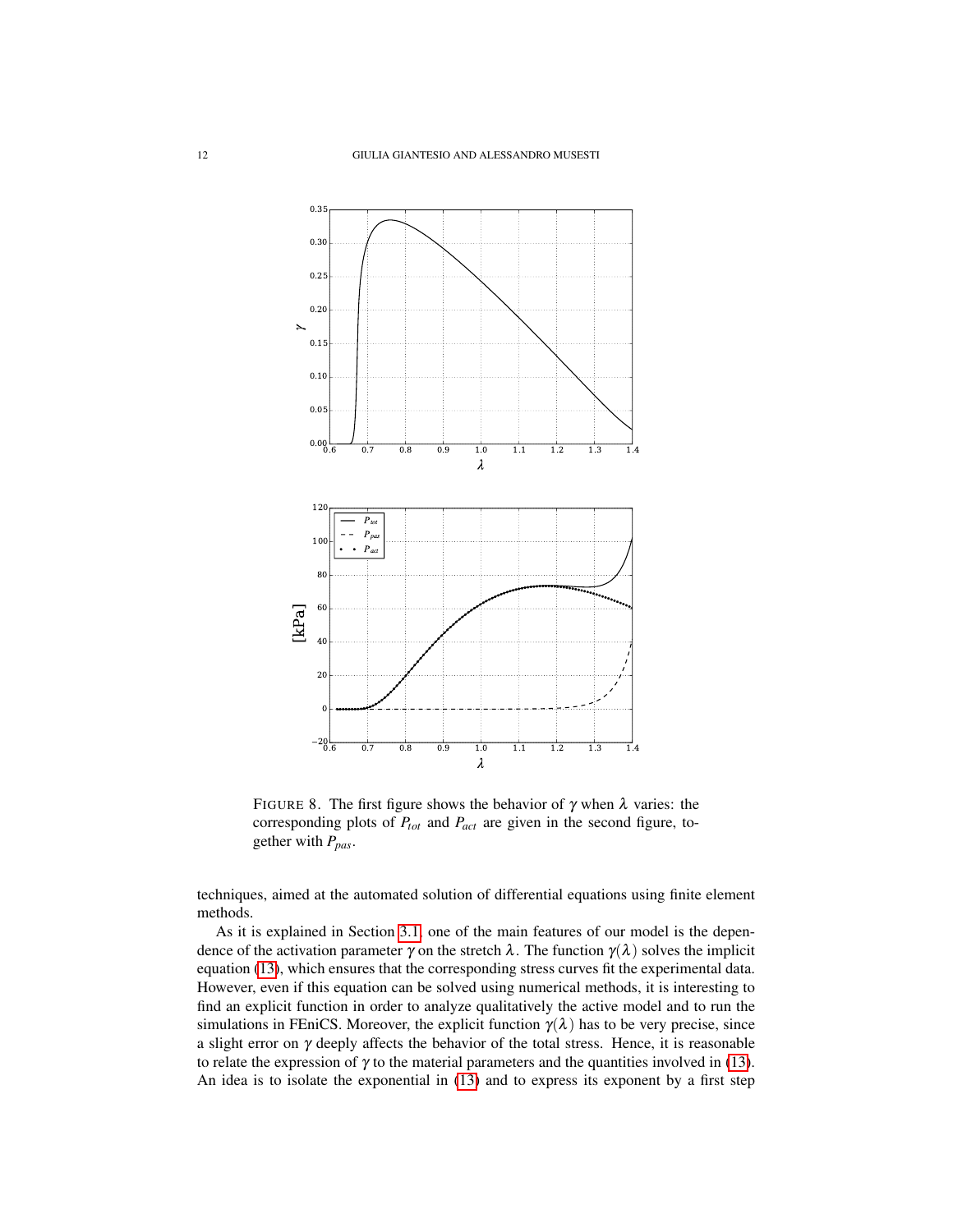FIGURE 8. The first figure shows the behavior of $\gamma$ when $\lambda$ varies: the corresponding plots of $P_{tot}$ and $P_{act}$ are given in the second figure, together with $P_{pas}$.

techniques, aimed at the automated solution of differential equations using finite element methods.

As it is explained in Section 3.1, one of the main features of our model is the dependence of the activation parameter $\gamma$ on the stretch $\lambda$. The function $\gamma(\lambda)$ solves the implicit equation (13), which ensures that the corresponding stress curves fit the experimental data. However, even if this equation can be solved using numerical methods, it is interesting to find an explicit function in order to analyze qualitatively the active model and to run the simulations in FEniCS. Moreover, the explicit function $\gamma(\lambda)$ has to be very precise, since a slight error on $\gamma$ deeply affects the behavior of the total stress. Hence, it is reasonable to relate the expression of $\gamma$ to the material parameters and the quantities involved in (13). An idea is to isolate the exponential in (13) and to express its exponent by a first step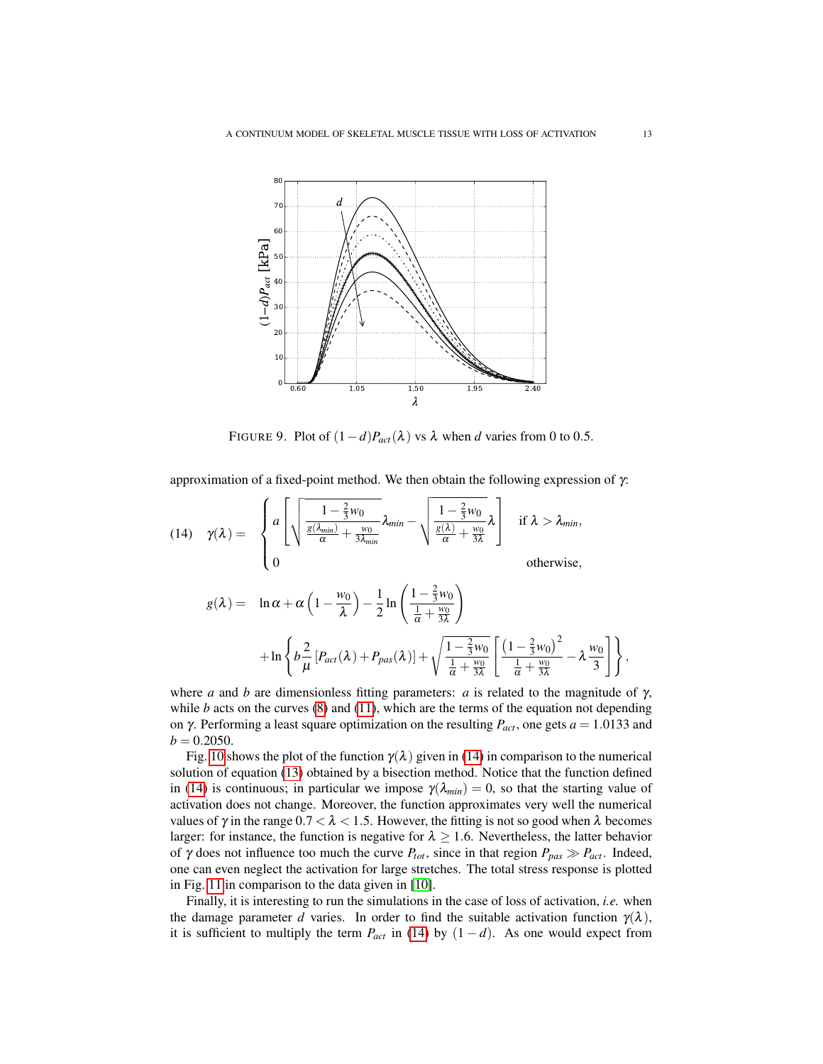FIGURE 9. Plot of $(1-d)P_{act}(\lambda)$ vs $\lambda$ when $d$ varies from 0 to 0.5.

approximation of a fixed-point method. We then obtain the following expression of $\gamma$:

$$
\gamma(\lambda) = \begin{cases} a\left[\sqrt{\dfrac{1-\frac{2}{3}w_0}{\frac{g(\lambda_{min})}{\alpha}+\frac{w_0}{3\lambda_{min}}}\lambda_{min}} - \sqrt{\dfrac{1-\frac{2}{3}w_0}{\frac{g(\lambda)}{\alpha}+\frac{w_0}{3\lambda}}\lambda}\right] & \text{if } \lambda > \lambda_{min}, \\ 0 & \text{otherwise,} \end{cases} \tag{14}
$$

$$
\begin{aligned}
g(\lambda) = \;& \ln\alpha + \alpha\left(1-\frac{w_0}{\lambda}\right) - \frac{1}{2}\ln\left(\frac{1-\frac{2}{3}w_0}{\frac{1}{\alpha}+\frac{w_0}{3\lambda}}\right) \\
& + \ln\left\{ b\frac{2}{\mu}\left[P_{act}(\lambda)+P_{pas}(\lambda)\right] + \sqrt{\frac{1-\frac{2}{3}w_0}{\frac{1}{\alpha}+\frac{w_0}{3\lambda}}}\left[\frac{\left(1-\frac{2}{3}w_0\right)^2}{\frac{1}{\alpha}+\frac{w_0}{3\lambda}} - \lambda\frac{w_0}{3}\right]\right\},
\end{aligned}
$$

where $a$ and $b$ are dimensionless fitting parameters: $a$ is related to the magnitude of $\gamma$, while $b$ acts on the curves (8) and (11), which are the terms of the equation not depending on $\gamma$. Performing a least square optimization on the resulting $P_{act}$, one gets $a = 1.0133$ and $b = 0.2050$.

Fig. 10 shows the plot of the function $\gamma(\lambda)$ given in (14) in comparison to the numerical solution of equation (13) obtained by a bisection method. Notice that the function defined in (14) is continuous; in particular we impose $\gamma(\lambda_{min}) = 0$, so that the starting value of activation does not change. Moreover, the function approximates very well the numerical values of $\gamma$ in the range $0.7 < \lambda < 1.5$. However, the fitting is not so good when $\lambda$ becomes larger: for instance, the function is negative for $\lambda \geq 1.6$. Nevertheless, the latter behavior of $\gamma$ does not influence too much the curve $P_{tot}$, since in that region $P_{pas} \gg P_{act}$. Indeed, one can even neglect the activation for large stretches. The total stress response is plotted in Fig. 11 in comparison to the data given in [10].

Finally, it is interesting to run the simulations in the case of loss of activation, *i.e.* when the damage parameter $d$ varies. In order to find the suitable activation function $\gamma(\lambda)$, it is sufficient to multiply the term $P_{act}$ in (14) by $(1-d)$. As one would expect from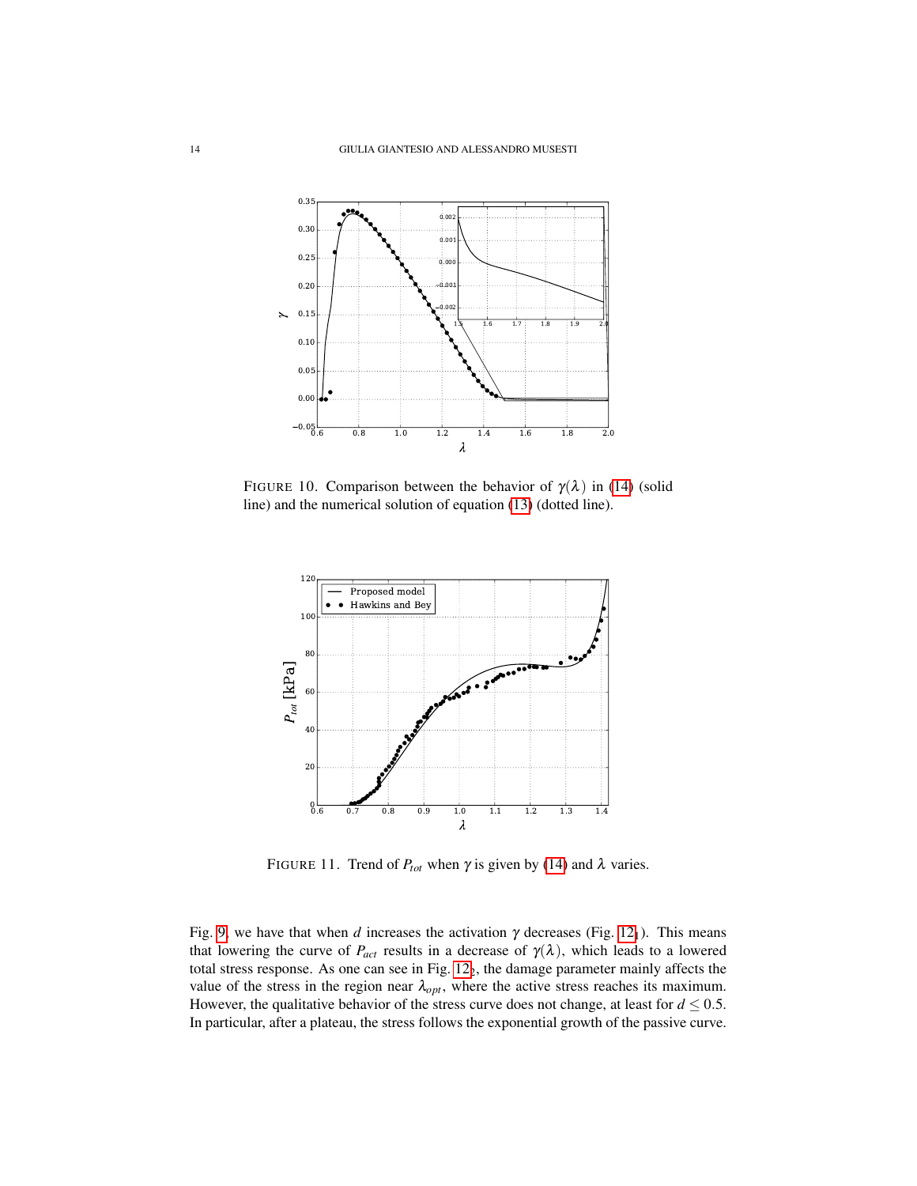FIGURE 10. Comparison between the behavior of $\gamma(\lambda)$ in (14) (solid line) and the numerical solution of equation (13) (dotted line).

FIGURE 11. Trend of $P_{tot}$ when $\gamma$ is given by (14) and $\lambda$ varies.

Fig. 9, we have that when $d$ increases the activation $\gamma$ decreases (Fig. $12_1$). This means that lowering the curve of $P_{act}$ results in a decrease of $\gamma(\lambda)$, which leads to a lowered total stress response. As one can see in Fig. $12_2$, the damage parameter mainly affects the value of the stress in the region near $\lambda_{opt}$, where the active stress reaches its maximum. However, the qualitative behavior of the stress curve does not change, at least for $d \leq 0.5$. In particular, after a plateau, the stress follows the exponential growth of the passive curve.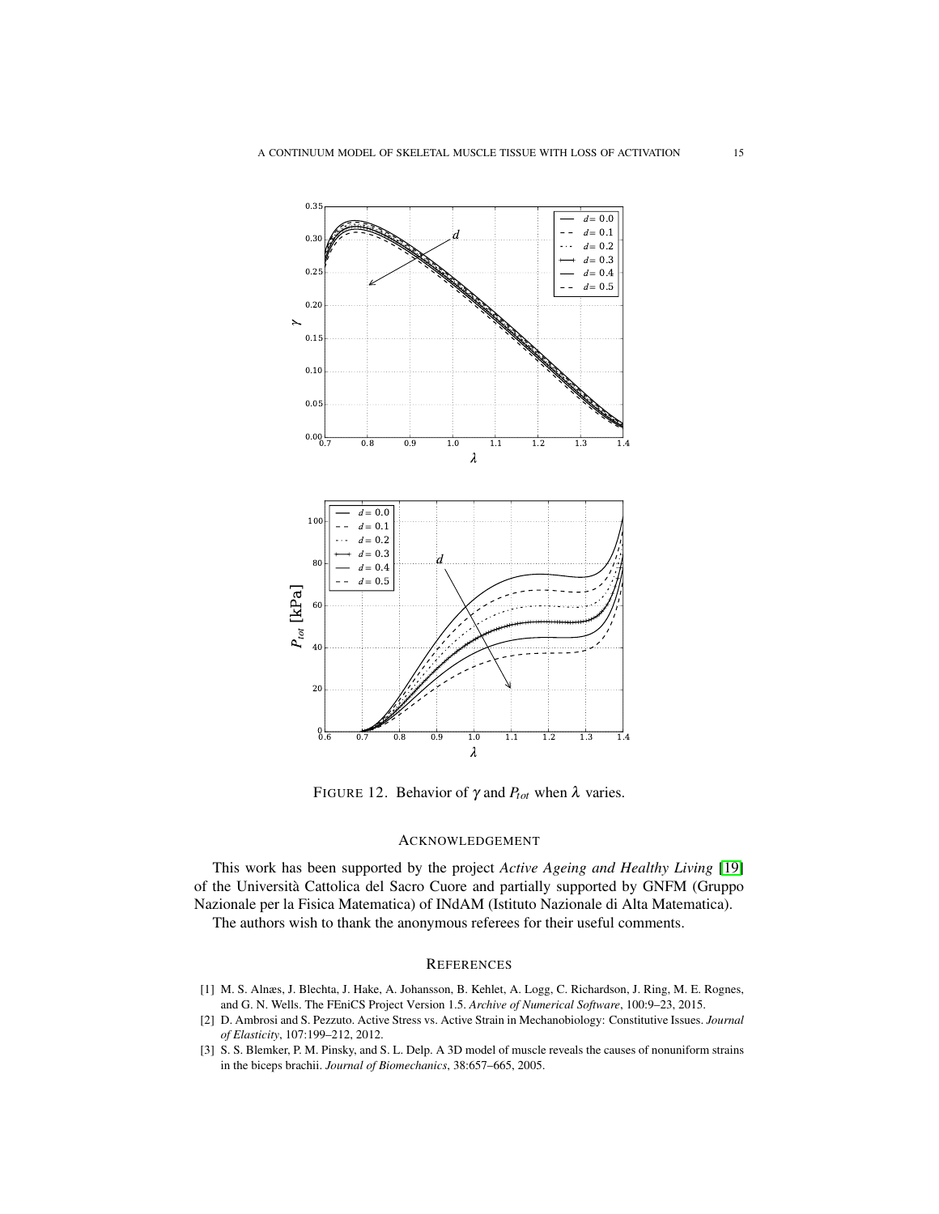FIGURE 12. Behavior of $\gamma$ and $P_{tot}$ when $\lambda$ varies.

## ACKNOWLEDGEMENT

This work has been supported by the project *Active Ageing and Healthy Living* [19] of the Università Cattolica del Sacro Cuore and partially supported by GNFM (Gruppo Nazionale per la Fisica Matematica) of INdAM (Istituto Nazionale di Alta Matematica).

The authors wish to thank the anonymous referees for their useful comments.

## REFERENCES

[1] M. S. Alnæs, J. Blechta, J. Hake, A. Johansson, B. Kehlet, A. Logg, C. Richardson, J. Ring, M. E. Rognes, and G. N. Wells. The FEniCS Project Version 1.5. *Archive of Numerical Software*, 100:9–23, 2015.

[2] D. Ambrosi and S. Pezzuto. Active Stress vs. Active Strain in Mechanobiology: Constitutive Issues. *Journal of Elasticity*, 107:199–212, 2012.

[3] S. S. Blemker, P. M. Pinsky, and S. L. Delp. A 3D model of muscle reveals the causes of nonuniform strains in the biceps brachii. *Journal of Biomechanics*, 38:657–665, 2005.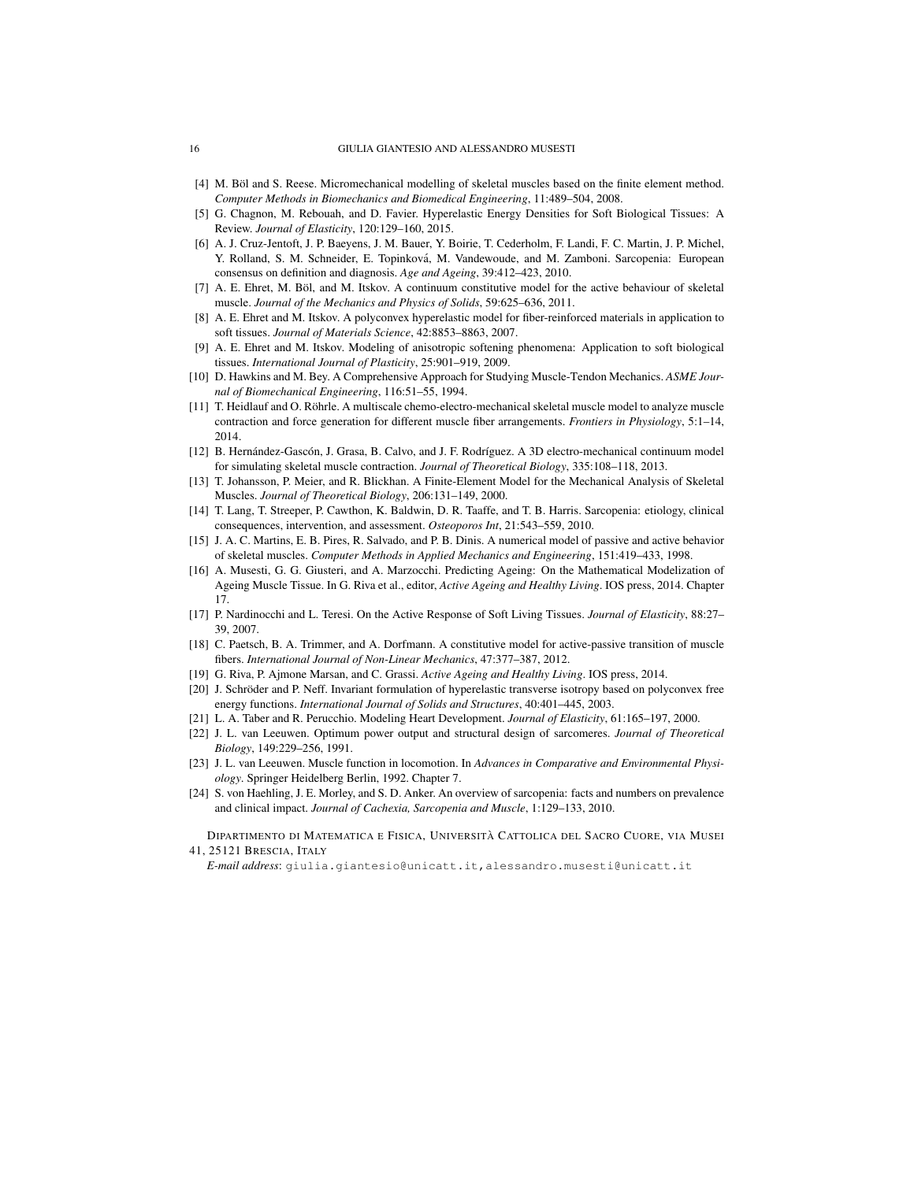[4] M. Böl and S. Reese. Micromechanical modelling of skeletal muscles based on the finite element method. *Computer Methods in Biomechanics and Biomedical Engineering*, 11:489–504, 2008.

[5] G. Chagnon, M. Rebouah, and D. Favier. Hyperelastic Energy Densities for Soft Biological Tissues: A Review. *Journal of Elasticity*, 120:129–160, 2015.

[6] A. J. Cruz-Jentoft, J. P. Baeyens, J. M. Bauer, Y. Boirie, T. Cederholm, F. Landi, F. C. Martin, J. P. Michel, Y. Rolland, S. M. Schneider, E. Topinková, M. Vandewoude, and M. Zamboni. Sarcopenia: European consensus on definition and diagnosis. *Age and Ageing*, 39:412–423, 2010.

[7] A. E. Ehret, M. Böl, and M. Itskov. A continuum constitutive model for the active behaviour of skeletal muscle. *Journal of the Mechanics and Physics of Solids*, 59:625–636, 2011.

[8] A. E. Ehret and M. Itskov. A polyconvex hyperelastic model for fiber-reinforced materials in application to soft tissues. *Journal of Materials Science*, 42:8853–8863, 2007.

[9] A. E. Ehret and M. Itskov. Modeling of anisotropic softening phenomena: Application to soft biological tissues. *International Journal of Plasticity*, 25:901–919, 2009.

[10] D. Hawkins and M. Bey. A Comprehensive Approach for Studying Muscle-Tendon Mechanics. *ASME Journal of Biomechanical Engineering*, 116:51–55, 1994.

[11] T. Heidlauf and O. Röhrle. A multiscale chemo-electro-mechanical skeletal muscle model to analyze muscle contraction and force generation for different muscle fiber arrangements. *Frontiers in Physiology*, 5:1–14, 2014.

[12] B. Hernández-Gascón, J. Grasa, B. Calvo, and J. F. Rodríguez. A 3D electro-mechanical continuum model for simulating skeletal muscle contraction. *Journal of Theoretical Biology*, 335:108–118, 2013.

[13] T. Johansson, P. Meier, and R. Blickhan. A Finite-Element Model for the Mechanical Analysis of Skeletal Muscles. *Journal of Theoretical Biology*, 206:131–149, 2000.

[14] T. Lang, T. Streeper, P. Cawthon, K. Baldwin, D. R. Taaffe, and T. B. Harris. Sarcopenia: etiology, clinical consequences, intervention, and assessment. *Osteoporos Int*, 21:543–559, 2010.

[15] J. A. C. Martins, E. B. Pires, R. Salvado, and P. B. Dinis. A numerical model of passive and active behavior of skeletal muscles. *Computer Methods in Applied Mechanics and Engineering*, 151:419–433, 1998.

[16] A. Musesti, G. G. Giusteri, and A. Marzocchi. Predicting Ageing: On the Mathematical Modelization of Ageing Muscle Tissue. In G. Riva et al., editor, *Active Ageing and Healthy Living*. IOS press, 2014. Chapter 17.

[17] P. Nardinocchi and L. Teresi. On the Active Response of Soft Living Tissues. *Journal of Elasticity*, 88:27–39, 2007.

[18] C. Paetsch, B. A. Trimmer, and A. Dorfmann. A constitutive model for active-passive transition of muscle fibers. *International Journal of Non-Linear Mechanics*, 47:377–387, 2012.

[19] G. Riva, P. Ajmone Marsan, and C. Grassi. *Active Ageing and Healthy Living*. IOS press, 2014.

[20] J. Schröder and P. Neff. Invariant formulation of hyperelastic transverse isotropy based on polyconvex free energy functions. *International Journal of Solids and Structures*, 40:401–445, 2003.

[21] L. A. Taber and R. Perucchio. Modeling Heart Development. *Journal of Elasticity*, 61:165–197, 2000.

[22] J. L. van Leeuwen. Optimum power output and structural design of sarcomeres. *Journal of Theoretical Biology*, 149:229–256, 1991.

[23] J. L. van Leeuwen. Muscle function in locomotion. In *Advances in Comparative and Environmental Physiology*. Springer Heidelberg Berlin, 1992. Chapter 7.

[24] S. von Haehling, J. E. Morley, and S. D. Anker. An overview of sarcopenia: facts and numbers on prevalence and clinical impact. *Journal of Cachexia, Sarcopenia and Muscle*, 1:129–133, 2010.

DIPARTIMENTO DI MATEMATICA E FISICA, UNIVERSITÀ CATTOLICA DEL SACRO CUORE, VIA MUSEI 41, 25121 BRESCIA, ITALY

*E-mail address*: giulia.giantesio@unicatt.it, alessandro.musesti@unicatt.it